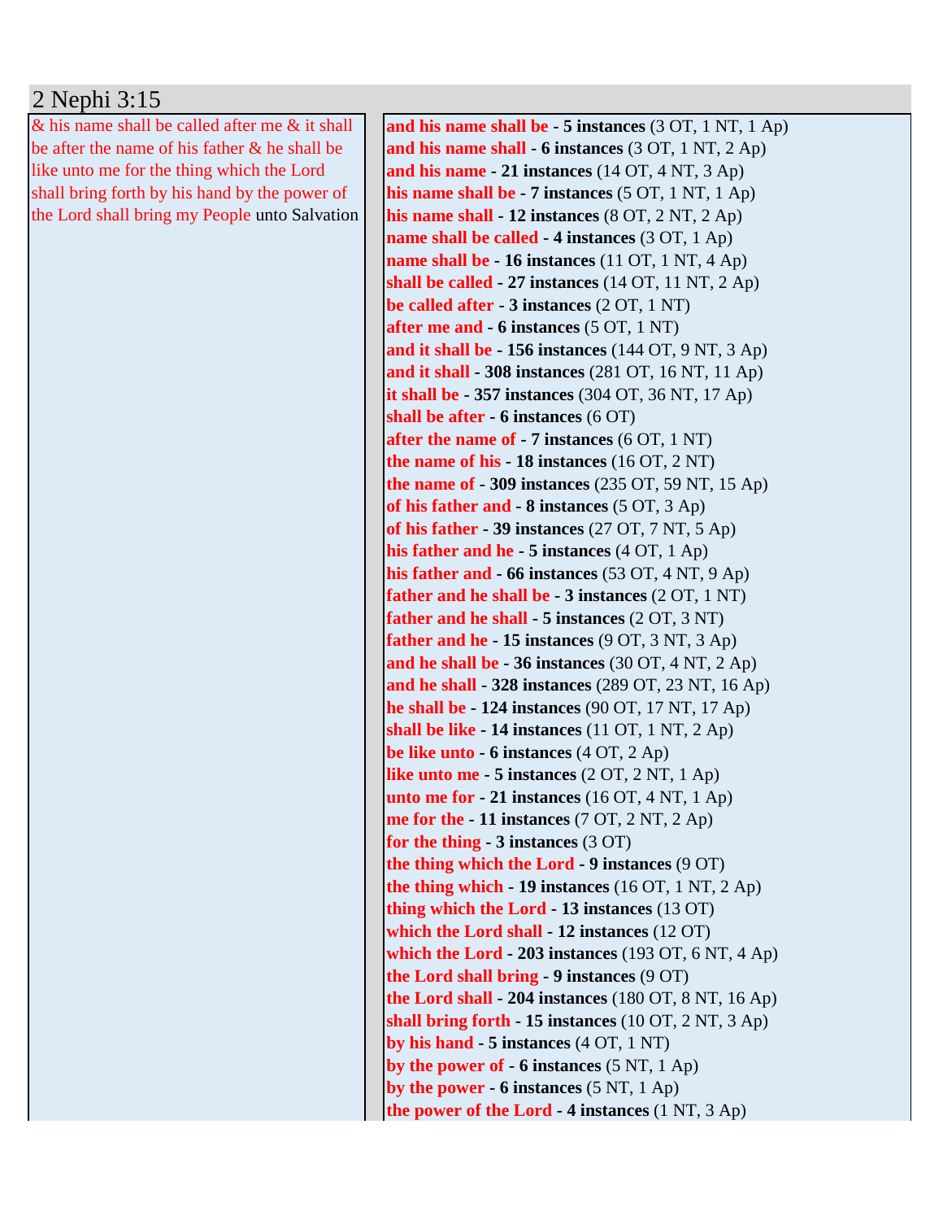# 2 Nephi 3:15

| | |
|---|---|
| & his name shall be called after me & it shall be after the name of his father & he shall be like unto me for the thing which the Lord shall bring forth by his hand by the power of the Lord shall bring my People unto Salvation | **and his name shall be - 5 instances** (3 OT, 1 NT, 1 Ap)<br>**and his name shall - 6 instances** (3 OT, 1 NT, 2 Ap)<br>**and his name - 21 instances** (14 OT, 4 NT, 3 Ap)<br>**his name shall be - 7 instances** (5 OT, 1 NT, 1 Ap)<br>**his name shall - 12 instances** (8 OT, 2 NT, 2 Ap)<br>**name shall be called - 4 instances** (3 OT, 1 Ap)<br>**name shall be - 16 instances** (11 OT, 1 NT, 4 Ap)<br>**shall be called - 27 instances** (14 OT, 11 NT, 2 Ap)<br>**be called after - 3 instances** (2 OT, 1 NT)<br>**after me and - 6 instances** (5 OT, 1 NT)<br>**and it shall be - 156 instances** (144 OT, 9 NT, 3 Ap)<br>**and it shall - 308 instances** (281 OT, 16 NT, 11 Ap)<br>**it shall be - 357 instances** (304 OT, 36 NT, 17 Ap)<br>**shall be after - 6 instances** (6 OT)<br>**after the name of - 7 instances** (6 OT, 1 NT)<br>**the name of his - 18 instances** (16 OT, 2 NT)<br>**the name of - 309 instances** (235 OT, 59 NT, 15 Ap)<br>**of his father and - 8 instances** (5 OT, 3 Ap)<br>**of his father - 39 instances** (27 OT, 7 NT, 5 Ap)<br>**his father and he - 5 instances** (4 OT, 1 Ap)<br>**his father and - 66 instances** (53 OT, 4 NT, 9 Ap)<br>**father and he shall be - 3 instances** (2 OT, 1 NT)<br>**father and he shall - 5 instances** (2 OT, 3 NT)<br>**father and he - 15 instances** (9 OT, 3 NT, 3 Ap)<br>**and he shall be - 36 instances** (30 OT, 4 NT, 2 Ap)<br>**and he shall - 328 instances** (289 OT, 23 NT, 16 Ap)<br>**he shall be - 124 instances** (90 OT, 17 NT, 17 Ap)<br>**shall be like - 14 instances** (11 OT, 1 NT, 2 Ap)<br>**be like unto - 6 instances** (4 OT, 2 Ap)<br>**like unto me - 5 instances** (2 OT, 2 NT, 1 Ap)<br>**unto me for - 21 instances** (16 OT, 4 NT, 1 Ap)<br>**me for the - 11 instances** (7 OT, 2 NT, 2 Ap)<br>**for the thing - 3 instances** (3 OT)<br>**the thing which the Lord - 9 instances** (9 OT)<br>**the thing which - 19 instances** (16 OT, 1 NT, 2 Ap)<br>**thing which the Lord - 13 instances** (13 OT)<br>**which the Lord shall - 12 instances** (12 OT)<br>**which the Lord - 203 instances** (193 OT, 6 NT, 4 Ap)<br>**the Lord shall bring - 9 instances** (9 OT)<br>**the Lord shall - 204 instances** (180 OT, 8 NT, 16 Ap)<br>**shall bring forth - 15 instances** (10 OT, 2 NT, 3 Ap)<br>**by his hand - 5 instances** (4 OT, 1 NT)<br>**by the power of - 6 instances** (5 NT, 1 Ap)<br>**by the power - 6 instances** (5 NT, 1 Ap)<br>**the power of the Lord - 4 instances** (1 NT, 3 Ap) |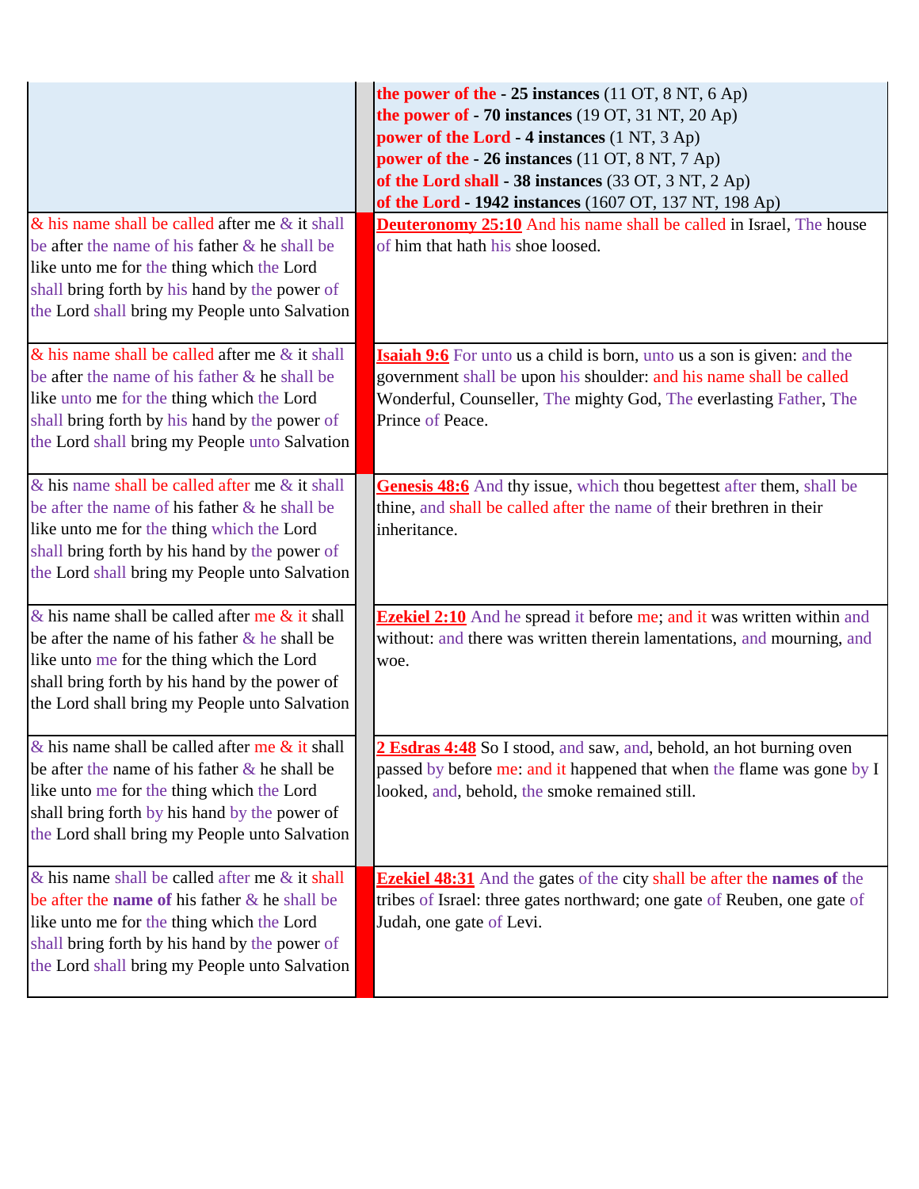| | | |
|---|---|---|
| | | **the power of the - 25 instances** (11 OT, 8 NT, 6 Ap)<br>**the power of - 70 instances** (19 OT, 31 NT, 20 Ap)<br>**power of the Lord - 4 instances** (1 NT, 3 Ap)<br>**power of the - 26 instances** (11 OT, 8 NT, 7 Ap)<br>**of the Lord shall - 38 instances** (33 OT, 3 NT, 2 Ap)<br>**of the Lord - 1942 instances** (1607 OT, 137 NT, 198 Ap) |
| & his name shall be called after me & it shall be after the name of his father & he shall be like unto me for the thing which the Lord shall bring forth by his hand by the power of the Lord shall bring my People unto Salvation | | **Deuteronomy 25:10** And his name shall be called in Israel, The house of him that hath his shoe loosed. |
| & his name shall be called after me & it shall be after the name of his father & he shall be like unto me for the thing which the Lord shall bring forth by his hand by the power of the Lord shall bring my People unto Salvation | | **Isaiah 9:6** For unto us a child is born, unto us a son is given: and the government shall be upon his shoulder: and his name shall be called Wonderful, Counseller, The mighty God, The everlasting Father, The Prince of Peace. |
| & his name shall be called after me & it shall be after the name of his father & he shall be like unto me for the thing which the Lord shall bring forth by his hand by the power of the Lord shall bring my People unto Salvation | | **Genesis 48:6** And thy issue, which thou begettest after them, shall be thine, and shall be called after the name of their brethren in their inheritance. |
| & his name shall be called after me & it shall be after the name of his father & he shall be like unto me for the thing which the Lord shall bring forth by his hand by the power of the Lord shall bring my People unto Salvation | | **Ezekiel 2:10** And he spread it before me; and it was written within and without: and there was written therein lamentations, and mourning, and woe. |
| & his name shall be called after me & it shall be after the name of his father & he shall be like unto me for the thing which the Lord shall bring forth by his hand by the power of the Lord shall bring my People unto Salvation | | **2 Esdras 4:48** So I stood, and saw, and, behold, an hot burning oven passed by before me: and it happened that when the flame was gone by I looked, and, behold, the smoke remained still. |
| & his name shall be called after me & it shall be after the **name of** his father & he shall be like unto me for the thing which the Lord shall bring forth by his hand by the power of the Lord shall bring my People unto Salvation | | **Ezekiel 48:31** And the gates of the city shall be after the **names of** the tribes of Israel: three gates northward; one gate of Reuben, one gate of Judah, one gate of Levi. |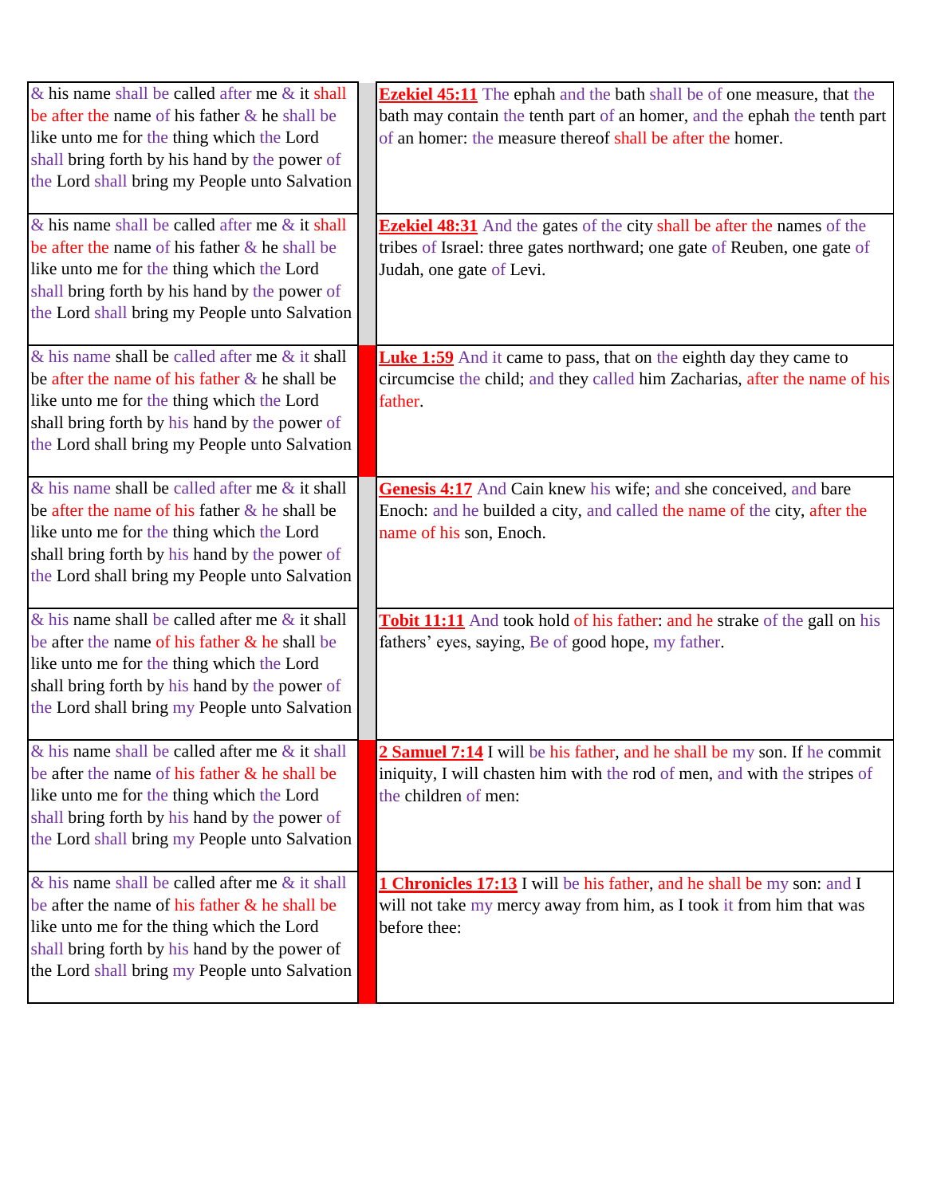| | | |
|---|---|---|
| & his name shall be called after me & it shall be after the name of his father & he shall be like unto me for the thing which the Lord shall bring forth by his hand by the power of the Lord shall bring my People unto Salvation | | **Ezekiel 45:11** The ephah and the bath shall be of one measure, that the bath may contain the tenth part of an homer, and the ephah the tenth part of an homer: the measure thereof shall be after the homer. |
| & his name shall be called after me & it shall be after the name of his father & he shall be like unto me for the thing which the Lord shall bring forth by his hand by the power of the Lord shall bring my People unto Salvation | | **Ezekiel 48:31** And the gates of the city shall be after the names of the tribes of Israel: three gates northward; one gate of Reuben, one gate of Judah, one gate of Levi. |
| & his name shall be called after me & it shall be after the name of his father & he shall be like unto me for the thing which the Lord shall bring forth by his hand by the power of the Lord shall bring my People unto Salvation | | **Luke 1:59** And it came to pass, that on the eighth day they came to circumcise the child; and they called him Zacharias, after the name of his father. |
| & his name shall be called after me & it shall be after the name of his father & he shall be like unto me for the thing which the Lord shall bring forth by his hand by the power of the Lord shall bring my People unto Salvation | | **Genesis 4:17** And Cain knew his wife; and she conceived, and bare Enoch: and he builded a city, and called the name of the city, after the name of his son, Enoch. |
| & his name shall be called after me & it shall be after the name of his father & he shall be like unto me for the thing which the Lord shall bring forth by his hand by the power of the Lord shall bring my People unto Salvation | | **Tobit 11:11** And took hold of his father: and he strake of the gall on his fathers' eyes, saying, Be of good hope, my father. |
| & his name shall be called after me & it shall be after the name of his father & he shall be like unto me for the thing which the Lord shall bring forth by his hand by the power of the Lord shall bring my People unto Salvation | | **2 Samuel 7:14** I will be his father, and he shall be my son. If he commit iniquity, I will chasten him with the rod of men, and with the stripes of the children of men: |
| & his name shall be called after me & it shall be after the name of his father & he shall be like unto me for the thing which the Lord shall bring forth by his hand by the power of the Lord shall bring my People unto Salvation | | **1 Chronicles 17:13** I will be his father, and he shall be my son: and I will not take my mercy away from him, as I took it from him that was before thee: |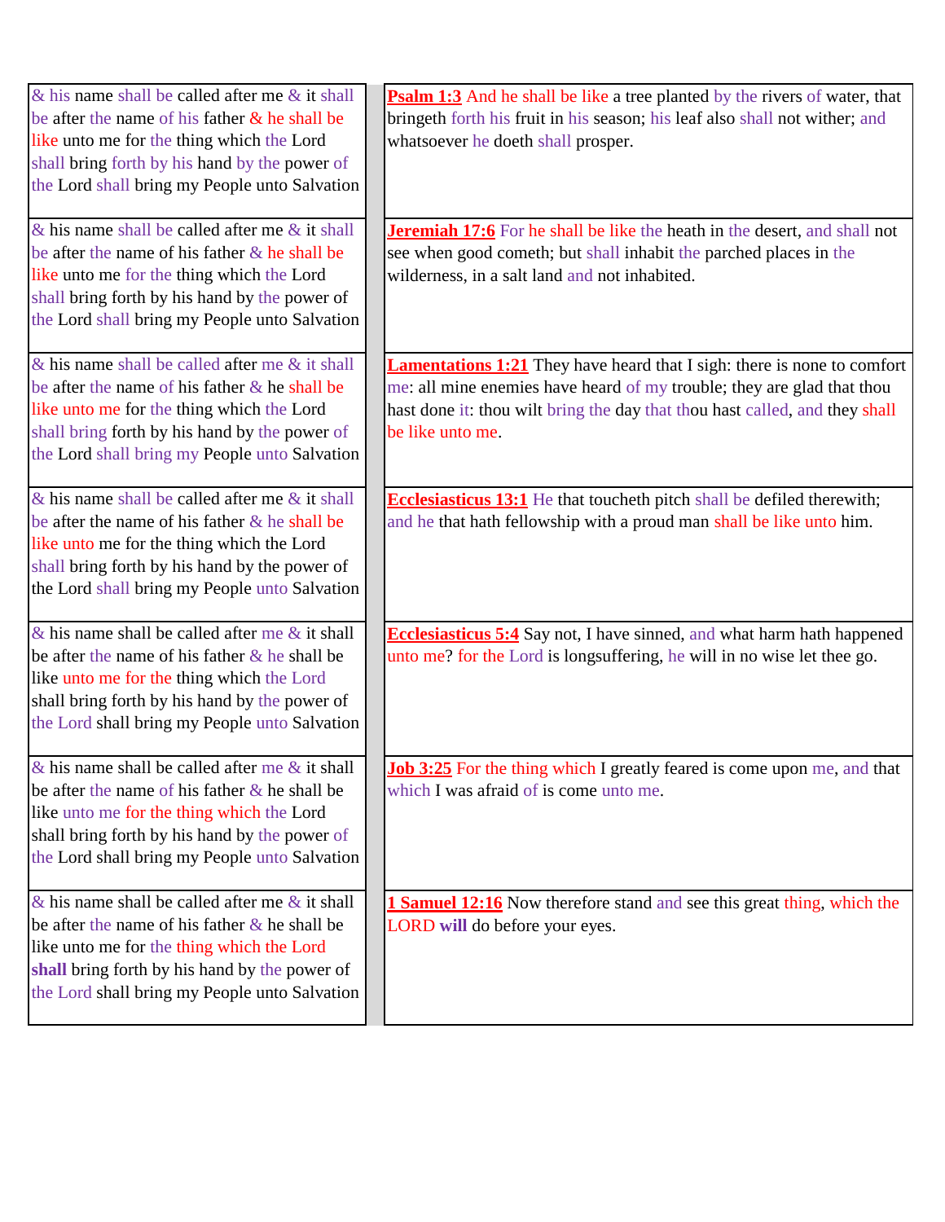| | |
|---|---|
| & his name shall be called after me & it shall be after the name of his father & he shall be like unto me for the thing which the Lord shall bring forth by his hand by the power of the Lord shall bring my People unto Salvation | **Psalm 1:3** And he shall be like a tree planted by the rivers of water, that bringeth forth his fruit in his season; his leaf also shall not wither; and whatsoever he doeth shall prosper. |
| & his name shall be called after me & it shall be after the name of his father & he shall be like unto me for the thing which the Lord shall bring forth by his hand by the power of the Lord shall bring my People unto Salvation | **Jeremiah 17:6** For he shall be like the heath in the desert, and shall not see when good cometh; but shall inhabit the parched places in the wilderness, in a salt land and not inhabited. |
| & his name shall be called after me & it shall be after the name of his father & he shall be like unto me for the thing which the Lord shall bring forth by his hand by the power of the Lord shall bring my People unto Salvation | **Lamentations 1:21** They have heard that I sigh: there is none to comfort me: all mine enemies have heard of my trouble; they are glad that thou hast done it: thou wilt bring the day that thou hast called, and they shall be like unto me. |
| & his name shall be called after me & it shall be after the name of his father & he shall be like unto me for the thing which the Lord shall bring forth by his hand by the power of the Lord shall bring my People unto Salvation | **Ecclesiasticus 13:1** He that toucheth pitch shall be defiled therewith; and he that hath fellowship with a proud man shall be like unto him. |
| & his name shall be called after me & it shall be after the name of his father & he shall be like unto me for the thing which the Lord shall bring forth by his hand by the power of the Lord shall bring my People unto Salvation | **Ecclesiasticus 5:4** Say not, I have sinned, and what harm hath happened unto me? for the Lord is longsuffering, he will in no wise let thee go. |
| & his name shall be called after me & it shall be after the name of his father & he shall be like unto me for the thing which the Lord shall bring forth by his hand by the power of the Lord shall bring my People unto Salvation | **Job 3:25** For the thing which I greatly feared is come upon me, and that which I was afraid of is come unto me. |
| & his name shall be called after me & it shall be after the name of his father & he shall be like unto me for the thing which the Lord **shall** bring forth by his hand by the power of the Lord shall bring my People unto Salvation | **1 Samuel 12:16** Now therefore stand and see this great thing, which the LORD **will** do before your eyes. |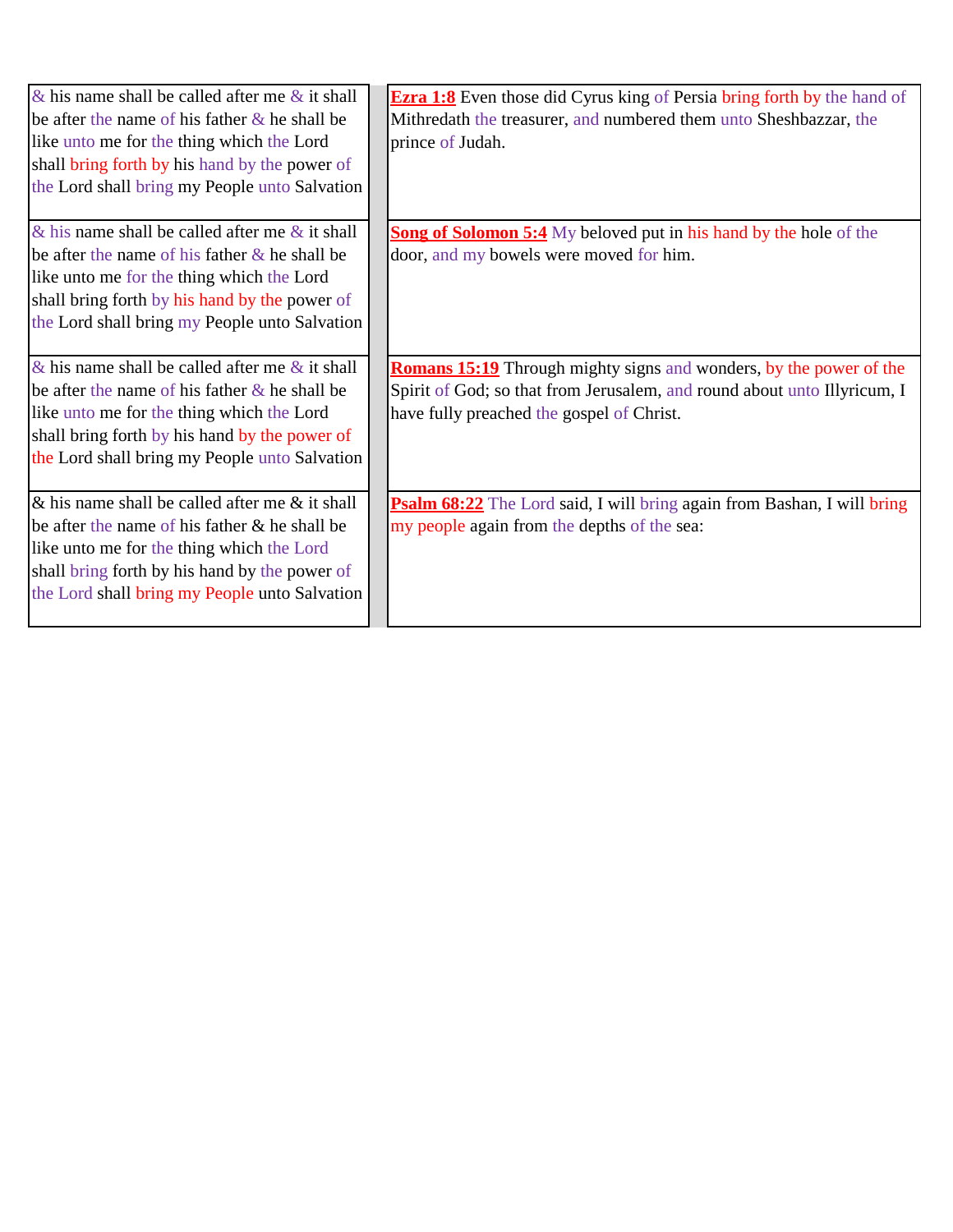| | |
|---|---|
| & his name shall be called after me & it shall be after the name of his father & he shall be like unto me for the thing which the Lord shall bring forth by his hand by the power of the Lord shall bring my People unto Salvation | **Ezra 1:8** Even those did Cyrus king of Persia bring forth by the hand of Mithredath the treasurer, and numbered them unto Sheshbazzar, the prince of Judah. |
| & his name shall be called after me & it shall be after the name of his father & he shall be like unto me for the thing which the Lord shall bring forth by his hand by the power of the Lord shall bring my People unto Salvation | **Song of Solomon 5:4** My beloved put in his hand by the hole of the door, and my bowels were moved for him. |
| & his name shall be called after me & it shall be after the name of his father & he shall be like unto me for the thing which the Lord shall bring forth by his hand by the power of the Lord shall bring my People unto Salvation | **Romans 15:19** Through mighty signs and wonders, by the power of the Spirit of God; so that from Jerusalem, and round about unto Illyricum, I have fully preached the gospel of Christ. |
| & his name shall be called after me & it shall be after the name of his father & he shall be like unto me for the thing which the Lord shall bring forth by his hand by the power of the Lord shall bring my People unto Salvation | **Psalm 68:22** The Lord said, I will bring again from Bashan, I will bring my people again from the depths of the sea: |